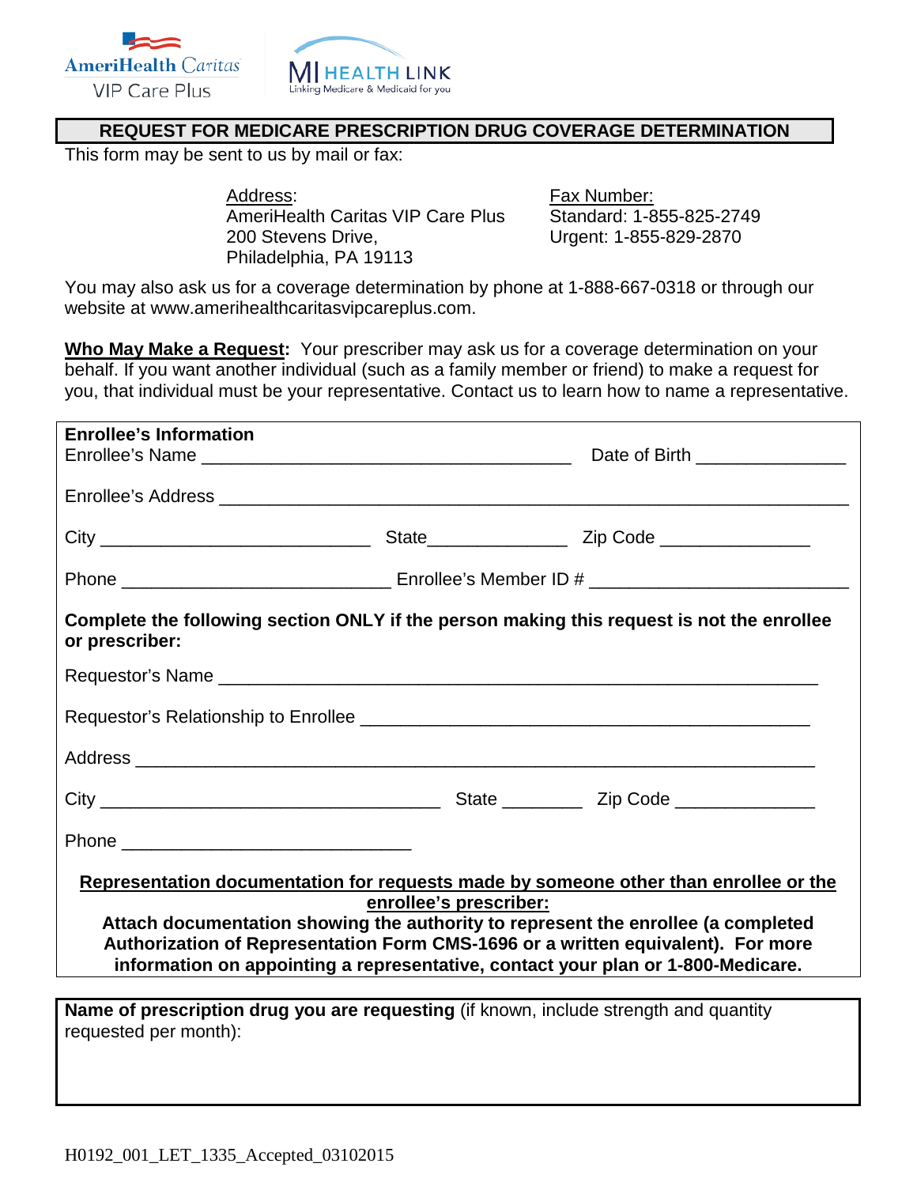AmeriHealth Caritas VIP Care Plus

MI HEALTH LINK
Linking Medicare & Medicaid for you

## REQUEST FOR MEDICARE PRESCRIPTION DRUG COVERAGE DETERMINATION

This form may be sent to us by mail or fax:

Address:
AmeriHealth Caritas VIP Care Plus
200 Stevens Drive,
Philadelphia, PA 19113

Fax Number:
Standard: 1-855-825-2749
Urgent: 1-855-829-2870

You may also ask us for a coverage determination by phone at 1-888-667-0318 or through our website at www.amerihealthcaritasvipcareplus.com.

**Who May Make a Request:** Your prescriber may ask us for a coverage determination on your behalf. If you want another individual (such as a family member or friend) to make a request for you, that individual must be your representative. Contact us to learn how to name a representative.

**Enrollee's Information**

Enrollee's Name ______________________________________ Date of Birth _______________

Enrollee's Address ______________________________________________________________

City ____________________________ State______________ Zip Code _______________

Phone ___________________________ Enrollee's Member ID # __________________________

**Complete the following section ONLY if the person making this request is not the enrollee or prescriber:**

Requestor's Name ________________________________________________________________

Requestor's Relationship to Enrollee _______________________________________________

Address _________________________________________________________________________

City ___________________________________ State ________ Zip Code ______________

Phone _____________________________

**Representation documentation for requests made by someone other than enrollee or the enrollee's prescriber:**

**Attach documentation showing the authority to represent the enrollee (a completed Authorization of Representation Form CMS-1696 or a written equivalent). For more information on appointing a representative, contact your plan or 1-800-Medicare.**

**Name of prescription drug you are requesting** (if known, include strength and quantity requested per month):

H0192_001_LET_1335_Accepted_03102015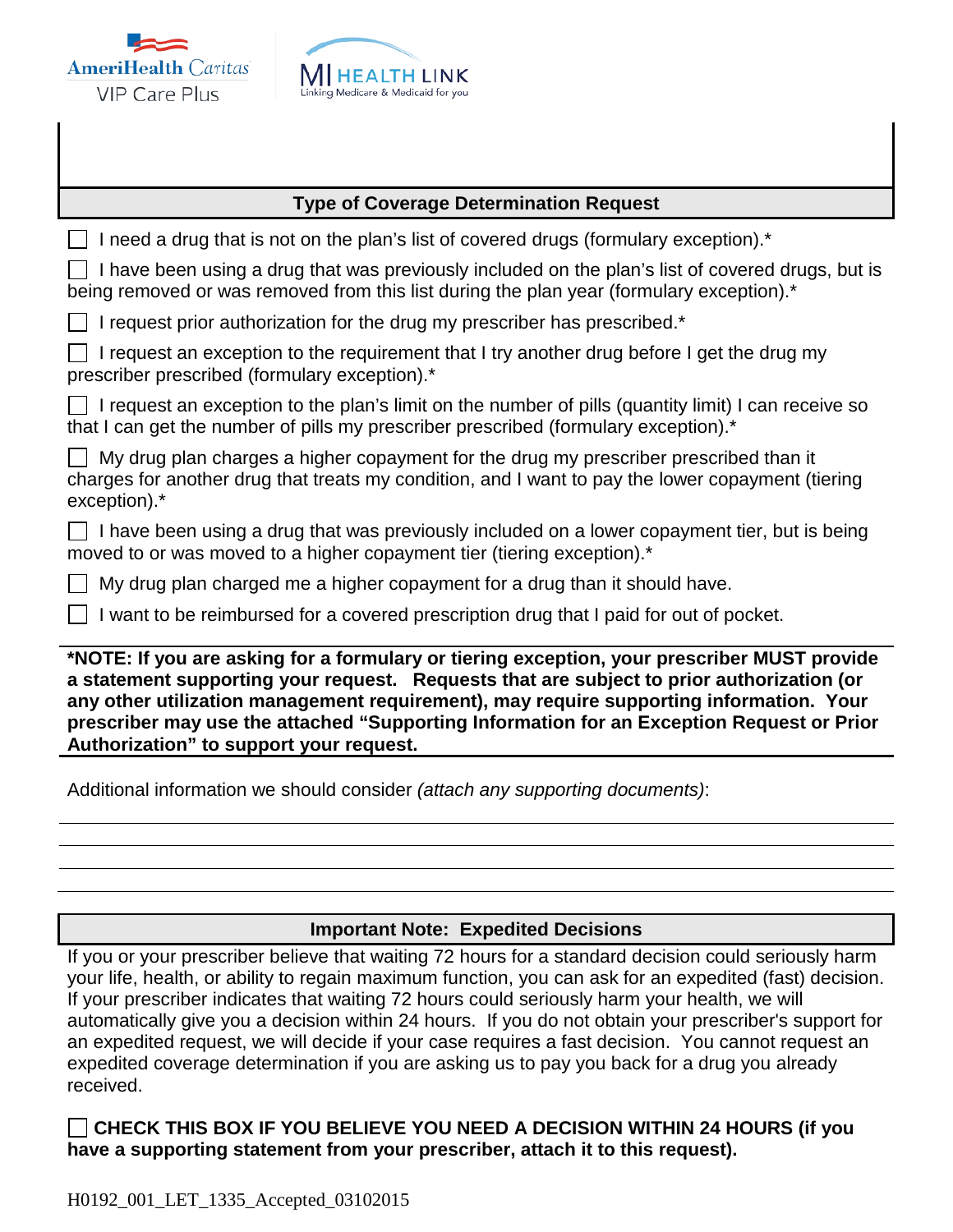## Type of Coverage Determination Request

☐ I need a drug that is not on the plan's list of covered drugs (formulary exception).*

☐ I have been using a drug that was previously included on the plan's list of covered drugs, but is being removed or was removed from this list during the plan year (formulary exception).*

☐ I request prior authorization for the drug my prescriber has prescribed.*

☐ I request an exception to the requirement that I try another drug before I get the drug my prescriber prescribed (formulary exception).*

☐ I request an exception to the plan's limit on the number of pills (quantity limit) I can receive so that I can get the number of pills my prescriber prescribed (formulary exception).*

☐ My drug plan charges a higher copayment for the drug my prescriber prescribed than it charges for another drug that treats my condition, and I want to pay the lower copayment (tiering exception).*

☐ I have been using a drug that was previously included on a lower copayment tier, but is being moved to or was moved to a higher copayment tier (tiering exception).*

☐ My drug plan charged me a higher copayment for a drug than it should have.

☐ I want to be reimbursed for a covered prescription drug that I paid for out of pocket.

**\*NOTE: If you are asking for a formulary or tiering exception, your prescriber MUST provide a statement supporting your request. Requests that are subject to prior authorization (or any other utilization management requirement), may require supporting information. Your prescriber may use the attached "Supporting Information for an Exception Request or Prior Authorization" to support your request.**

Additional information we should consider *(attach any supporting documents)*:

_______________________________________________

_______________________________________________

_______________________________________________

_______________________________________________

## Important Note: Expedited Decisions

If you or your prescriber believe that waiting 72 hours for a standard decision could seriously harm your life, health, or ability to regain maximum function, you can ask for an expedited (fast) decision. If your prescriber indicates that waiting 72 hours could seriously harm your health, we will automatically give you a decision within 24 hours. If you do not obtain your prescriber's support for an expedited request, we will decide if your case requires a fast decision. You cannot request an expedited coverage determination if you are asking us to pay you back for a drug you already received.

☐ **CHECK THIS BOX IF YOU BELIEVE YOU NEED A DECISION WITHIN 24 HOURS (if you have a supporting statement from your prescriber, attach it to this request).**

H0192_001_LET_1335_Accepted_03102015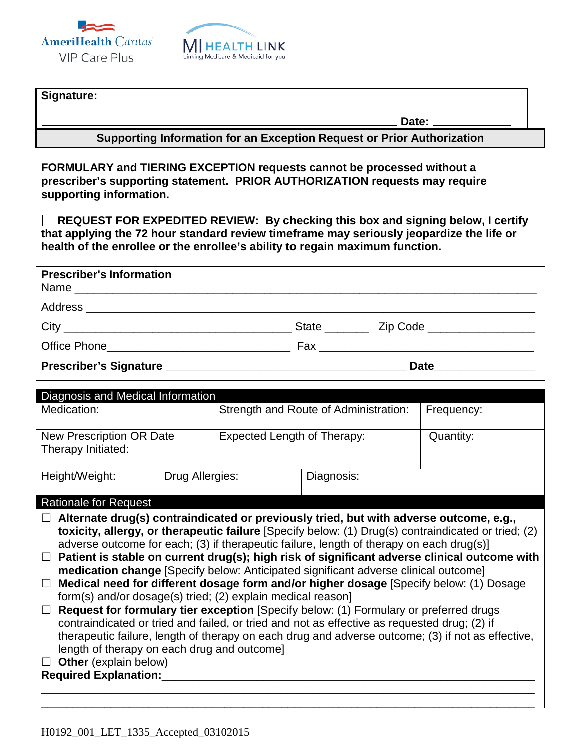AmeriHealth Caritas VIP Care Plus | MI HEALTH LINK Linking Medicare & Medicaid for you

**Signature:**

_______________________________________________ **Date:** ____________

**Supporting Information for an Exception Request or Prior Authorization**

**FORMULARY and TIERING EXCEPTION requests cannot be processed without a prescriber's supporting statement. PRIOR AUTHORIZATION requests may require supporting information.**

☐ **REQUEST FOR EXPEDITED REVIEW: By checking this box and signing below, I certify that applying the 72 hour standard review timeframe may seriously jeopardize the life or health of the enrollee or the enrollee's ability to regain maximum function.**

**Prescriber's Information**

Name ______________________________________________________________

Address ____________________________________________________________

City ________________________________ State _______ Zip Code ________________

Office Phone_____________________________ Fax _______________________________

**Prescriber's Signature** ______________________________________ **Date**_______________

**Diagnosis and Medical Information**

| Medication: | | Strength and Route of Administration: | Frequency: |
|---|---|---|---|
| New Prescription OR Date Therapy Initiated: | | Expected Length of Therapy: | Quantity: |
| Height/Weight: | Drug Allergies: | Diagnosis: | |

**Rationale for Request**

- ☐ **Alternate drug(s) contraindicated or previously tried, but with adverse outcome, e.g., toxicity, allergy, or therapeutic failure** [Specify below: (1) Drug(s) contraindicated or tried; (2) adverse outcome for each; (3) if therapeutic failure, length of therapy on each drug(s)]
- ☐ **Patient is stable on current drug(s); high risk of significant adverse clinical outcome with medication change** [Specify below: Anticipated significant adverse clinical outcome]
- ☐ **Medical need for different dosage form and/or higher dosage** [Specify below: (1) Dosage form(s) and/or dosage(s) tried; (2) explain medical reason]
- ☐ **Request for formulary tier exception** [Specify below: (1) Formulary or preferred drugs contraindicated or tried and failed, or tried and not as effective as requested drug; (2) if therapeutic failure, length of therapy on each drug and adverse outcome; (3) if not as effective, length of therapy on each drug and outcome]
- ☐ **Other** (explain below)

**Required Explanation:**_____________________________________________________________

____________________________________________________________________________

____________________________________________________________________________

H0192_001_LET_1335_Accepted_03102015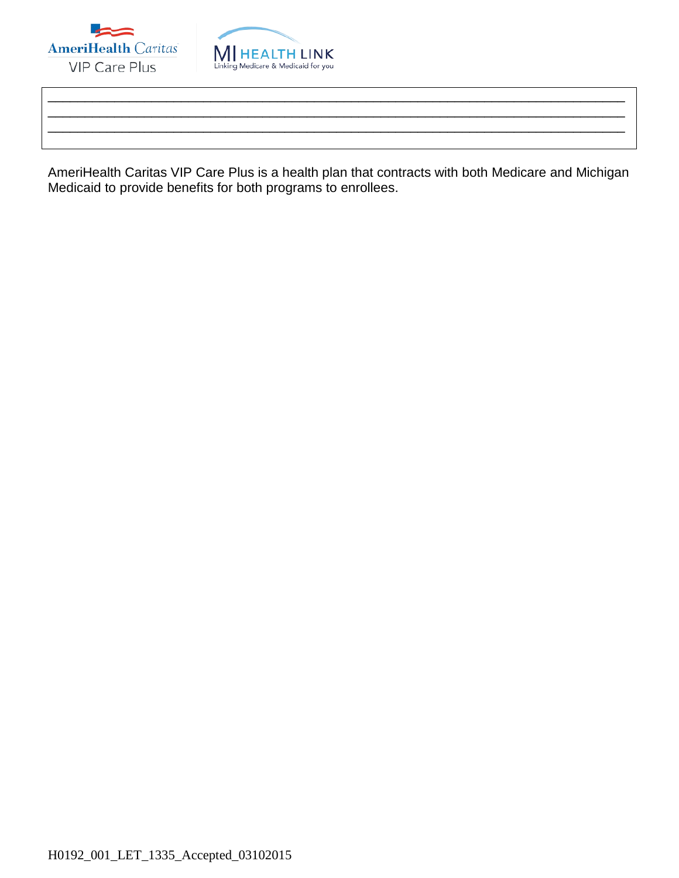AmeriHealth Caritas VIP Care Plus

MI HEALTH LINK
Linking Medicare & Medicaid for you

| |
|---|
| \_\_\_\_\_\_\_\_\_\_\_\_\_\_\_\_\_\_\_\_\_\_\_\_\_\_\_\_\_\_\_\_\_\_\_\_\_\_\_\_\_\_\_\_\_\_\_\_\_\_\_\_\_\_\_\_\_\_\_\_\_\_\_\_\_\_\_\_\_\_\_\_\_\_\_\_\_\_ |
| \_\_\_\_\_\_\_\_\_\_\_\_\_\_\_\_\_\_\_\_\_\_\_\_\_\_\_\_\_\_\_\_\_\_\_\_\_\_\_\_\_\_\_\_\_\_\_\_\_\_\_\_\_\_\_\_\_\_\_\_\_\_\_\_\_\_\_\_\_\_\_\_\_\_\_\_\_\_ |
| \_\_\_\_\_\_\_\_\_\_\_\_\_\_\_\_\_\_\_\_\_\_\_\_\_\_\_\_\_\_\_\_\_\_\_\_\_\_\_\_\_\_\_\_\_\_\_\_\_\_\_\_\_\_\_\_\_\_\_\_\_\_\_\_\_\_\_\_\_\_\_\_\_\_\_\_\_\_ |

AmeriHealth Caritas VIP Care Plus is a health plan that contracts with both Medicare and Michigan Medicaid to provide benefits for both programs to enrollees.

H0192_001_LET_1335_Accepted_03102015